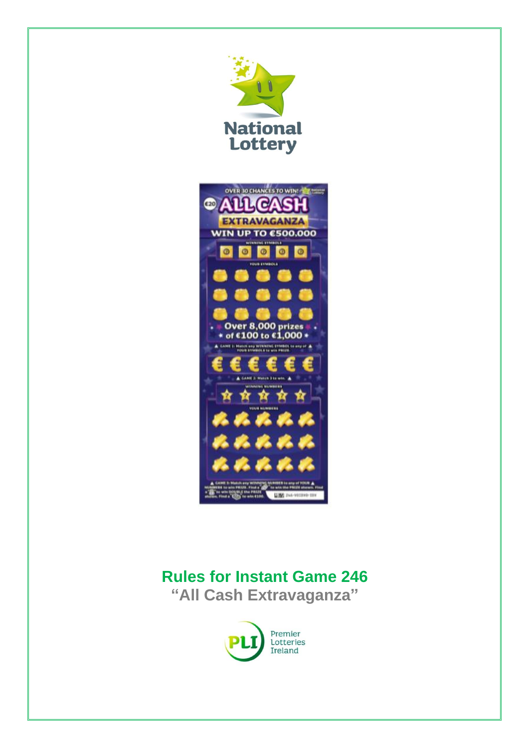# Rules for Instant Game 246

## "All Cash Extravaganza"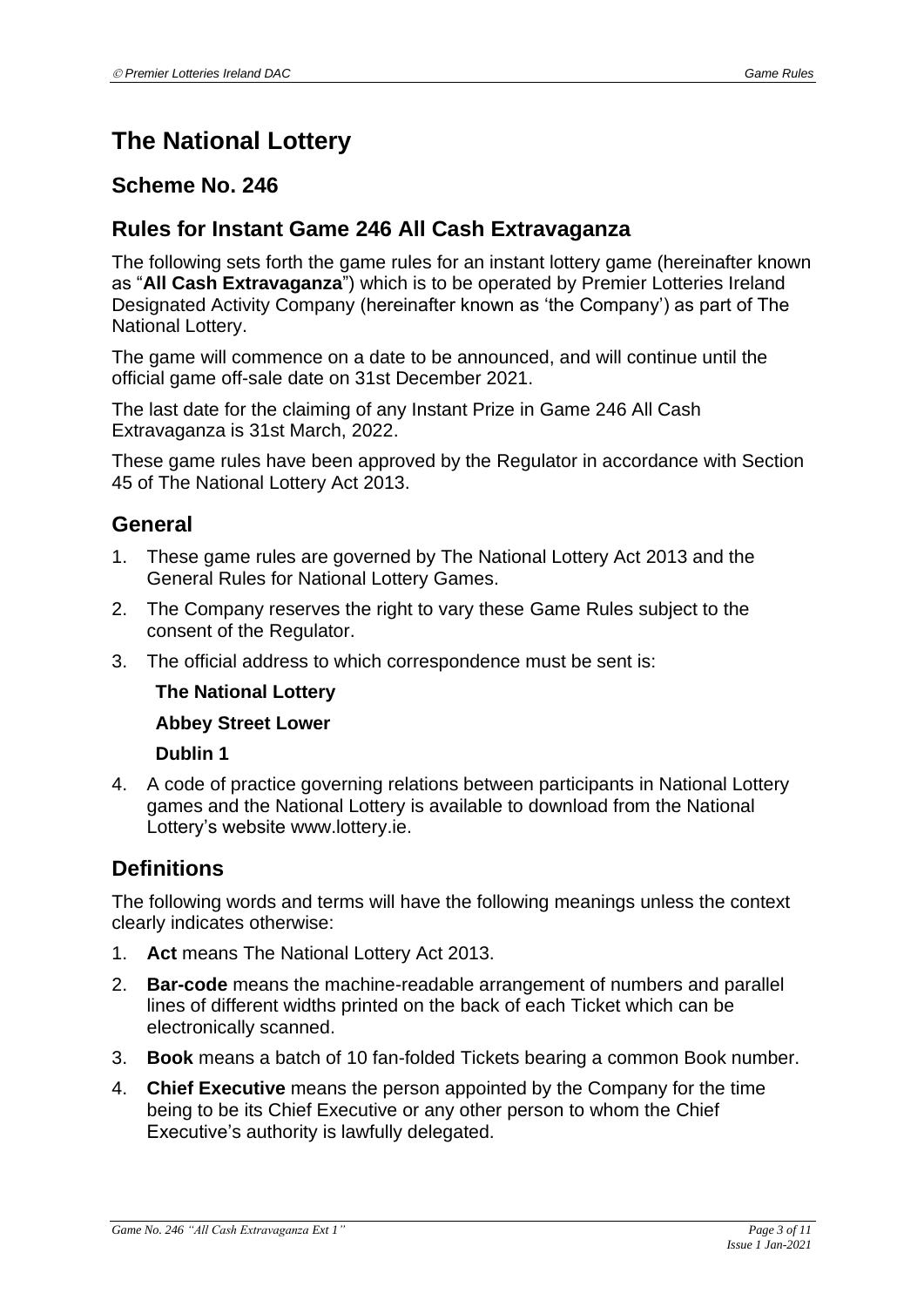# The National Lottery

## Scheme No. 246

## Rules for Instant Game 246 All Cash Extravaganza

The following sets forth the game rules for an instant lottery game (hereinafter known as "**All Cash Extravaganza**") which is to be operated by Premier Lotteries Ireland Designated Activity Company (hereinafter known as 'the Company') as part of The National Lottery.

The game will commence on a date to be announced, and will continue until the official game off-sale date on 31st December 2021.

The last date for the claiming of any Instant Prize in Game 246 All Cash Extravaganza is 31st March, 2022.

These game rules have been approved by the Regulator in accordance with Section 45 of The National Lottery Act 2013.

## General

1. These game rules are governed by The National Lottery Act 2013 and the General Rules for National Lottery Games.
2. The Company reserves the right to vary these Game Rules subject to the consent of the Regulator.
3. The official address to which correspondence must be sent is:

   **The National Lottery**

   **Abbey Street Lower**

   **Dublin 1**

4. A code of practice governing relations between participants in National Lottery games and the National Lottery is available to download from the National Lottery's website www.lottery.ie.

## Definitions

The following words and terms will have the following meanings unless the context clearly indicates otherwise:

1. **Act** means The National Lottery Act 2013.
2. **Bar-code** means the machine-readable arrangement of numbers and parallel lines of different widths printed on the back of each Ticket which can be electronically scanned.
3. **Book** means a batch of 10 fan-folded Tickets bearing a common Book number.
4. **Chief Executive** means the person appointed by the Company for the time being to be its Chief Executive or any other person to whom the Chief Executive's authority is lawfully delegated.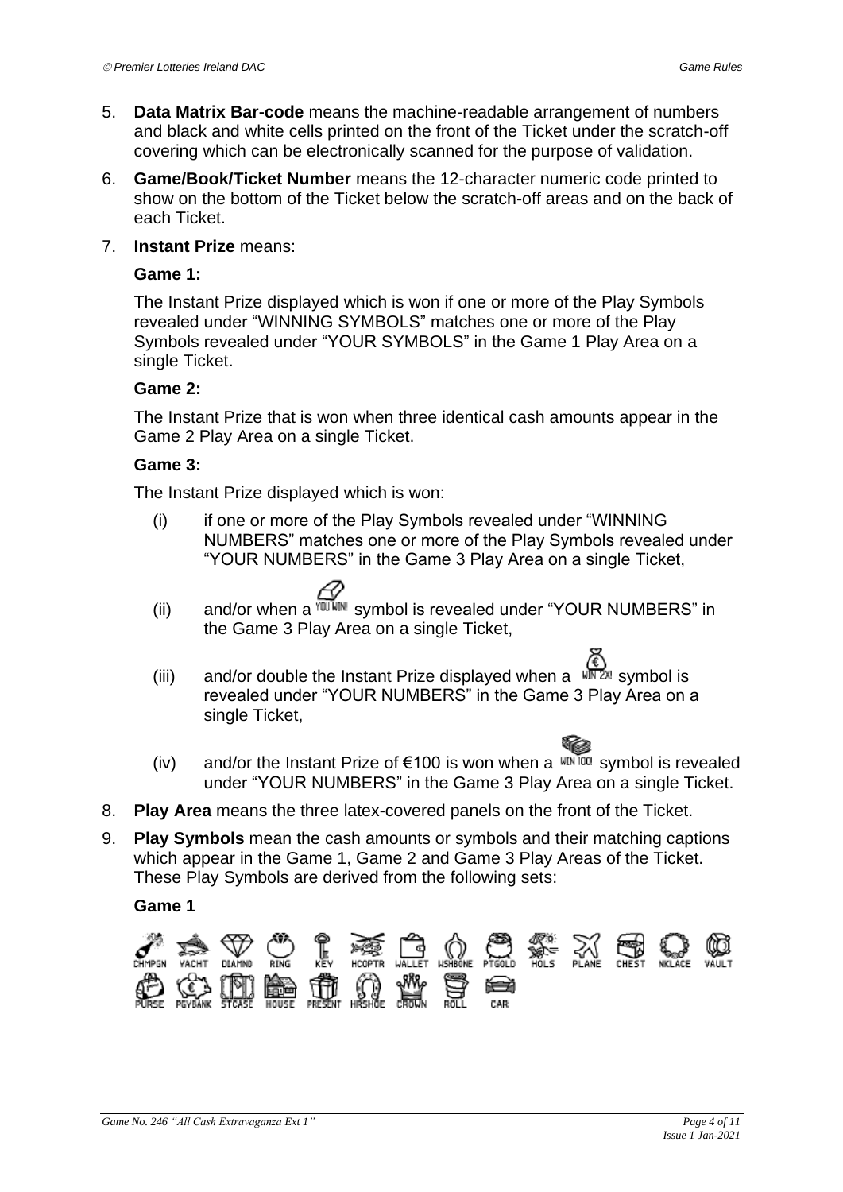5. **Data Matrix Bar-code** means the machine-readable arrangement of numbers and black and white cells printed on the front of the Ticket under the scratch-off covering which can be electronically scanned for the purpose of validation.

6. **Game/Book/Ticket Number** means the 12-character numeric code printed to show on the bottom of the Ticket below the scratch-off areas and on the back of each Ticket.

7. **Instant Prize** means:

   **Game 1:**

   The Instant Prize displayed which is won if one or more of the Play Symbols revealed under "WINNING SYMBOLS" matches one or more of the Play Symbols revealed under "YOUR SYMBOLS" in the Game 1 Play Area on a single Ticket.

   **Game 2:**

   The Instant Prize that is won when three identical cash amounts appear in the Game 2 Play Area on a single Ticket.

   **Game 3:**

   The Instant Prize displayed which is won:

   (i) if one or more of the Play Symbols revealed under "WINNING NUMBERS" matches one or more of the Play Symbols revealed under "YOUR NUMBERS" in the Game 3 Play Area on a single Ticket,

   (ii) and/or when a YOU WIN! symbol is revealed under "YOUR NUMBERS" in the Game 3 Play Area on a single Ticket,

   (iii) and/or double the Instant Prize displayed when a WIN 2X! symbol is revealed under "YOUR NUMBERS" in the Game 3 Play Area on a single Ticket,

   (iv) and/or the Instant Prize of €100 is won when a WIN 100! symbol is revealed under "YOUR NUMBERS" in the Game 3 Play Area on a single Ticket.

8. **Play Area** means the three latex-covered panels on the front of the Ticket.

9. **Play Symbols** mean the cash amounts or symbols and their matching captions which appear in the Game 1, Game 2 and Game 3 Play Areas of the Ticket. These Play Symbols are derived from the following sets:

   **Game 1**

   CHMPGN YACHT DIAMND RING KEY HCOPTR WALLET WSHBONE PTGOLD HOLS PLANE CHEST NKLACE VAULT PURSE PGYBANK STCASE HOUSE PRESENT HRSHOE CROWN ROLL CAR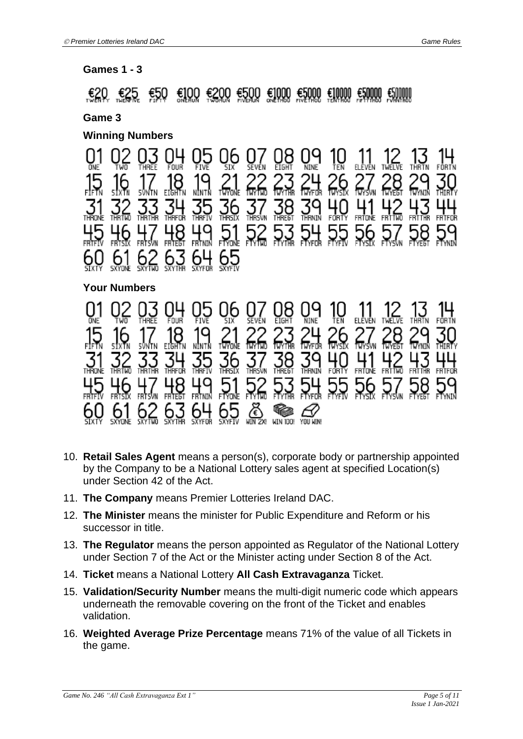**Games 1 - 3**

€20 €25 €50 €100 €200 €500 €1000 €5000 €10000 €50000 €500000
TWENTY TWENFIVE FIFTY ONEHUN TWOHUN FIVEHUN ONETHOU FIVETHOU TENTHOU FIFTYTHOU FVHNTHOU

**Game 3**

**Winning Numbers**

01 02 03 04 05 06 07 08 09 10 11 12 13 14
ONE TWO THREE FOUR FIVE SIX SEVEN EIGHT NINE TEN ELEVEN TWELVE THRTN FORTN

15 16 17 18 19 21 22 23 24 26 27 28 29 30
FIFTN SIXTN SVNTN EIGHTN NINTN TWYONE TWYTWO TWYTHR TWYFOR TWYSIX TWYSVN TWYEGT TWYNIN THIRTY

31 32 33 34 35 36 37 38 39 40 41 42 43 44
THRONE THRTWO THRTHR THRFOR THRFIV THRSIX THRSVN THREGT THRNIN FORTY FRTONE FRTTWO FRTTHR FRTFOR

45 46 47 48 49 51 52 53 54 55 56 57 58 59
FRTFIV FRTSIX FRTSVN FRTEGT FRTNIN FTYONE FTYTWO FTYTHR FTYFOR FTYFIV FTYSIX FTYSVN FTYEGT FTYNIN

60 61 62 63 64 65
SIXTY SXYONE SXYTWO SXYTHR SXYFOR SXYFIV

**Your Numbers**

01 02 03 04 05 06 07 08 09 10 11 12 13 14
ONE TWO THREE FOUR FIVE SIX SEVEN EIGHT NINE TEN ELEVEN TWELVE THRTN FORTN

15 16 17 18 19 21 22 23 24 26 27 28 29 30
FIFTN SIXTN SVNTN EIGHTN NINTN TWYONE TWYTWO TWYTHR TWYFOR TWYSIX TWYSVN TWYEGT TWYNIN THIRTY

31 32 33 34 35 36 37 38 39 40 41 42 43 44
THRONE THRTWO THRTHR THRFOR THRFIV THRSIX THRSVN THREGT THRNIN FORTY FRTONE FRTTWO FRTTHR FRTFOR

45 46 47 48 49 51 52 53 54 55 56 57 58 59
FRTFIV FRTSIX FRTSVN FRTEGT FRTNIN FTYONE FTYTWO FTYTHR FTYFOR FTYFIV FTYSIX FTYSVN FTYEGT FTYNIN

60 61 62 63 64 65 [moneybag symbol] [cash symbol] [ticket symbol]
SIXTY SXYONE SXYTWO SXYTHR SXYFOR SXYFIV WIN 2X! WIN 100! YOU WIN!

10. **Retail Sales Agent** means a person(s), corporate body or partnership appointed by the Company to be a National Lottery sales agent at specified Location(s) under Section 42 of the Act.
11. **The Company** means Premier Lotteries Ireland DAC.
12. **The Minister** means the minister for Public Expenditure and Reform or his successor in title.
13. **The Regulator** means the person appointed as Regulator of the National Lottery under Section 7 of the Act or the Minister acting under Section 8 of the Act.
14. **Ticket** means a National Lottery **All Cash Extravaganza** Ticket.
15. **Validation/Security Number** means the multi-digit numeric code which appears underneath the removable covering on the front of the Ticket and enables validation.
16. **Weighted Average Prize Percentage** means 71% of the value of all Tickets in the game.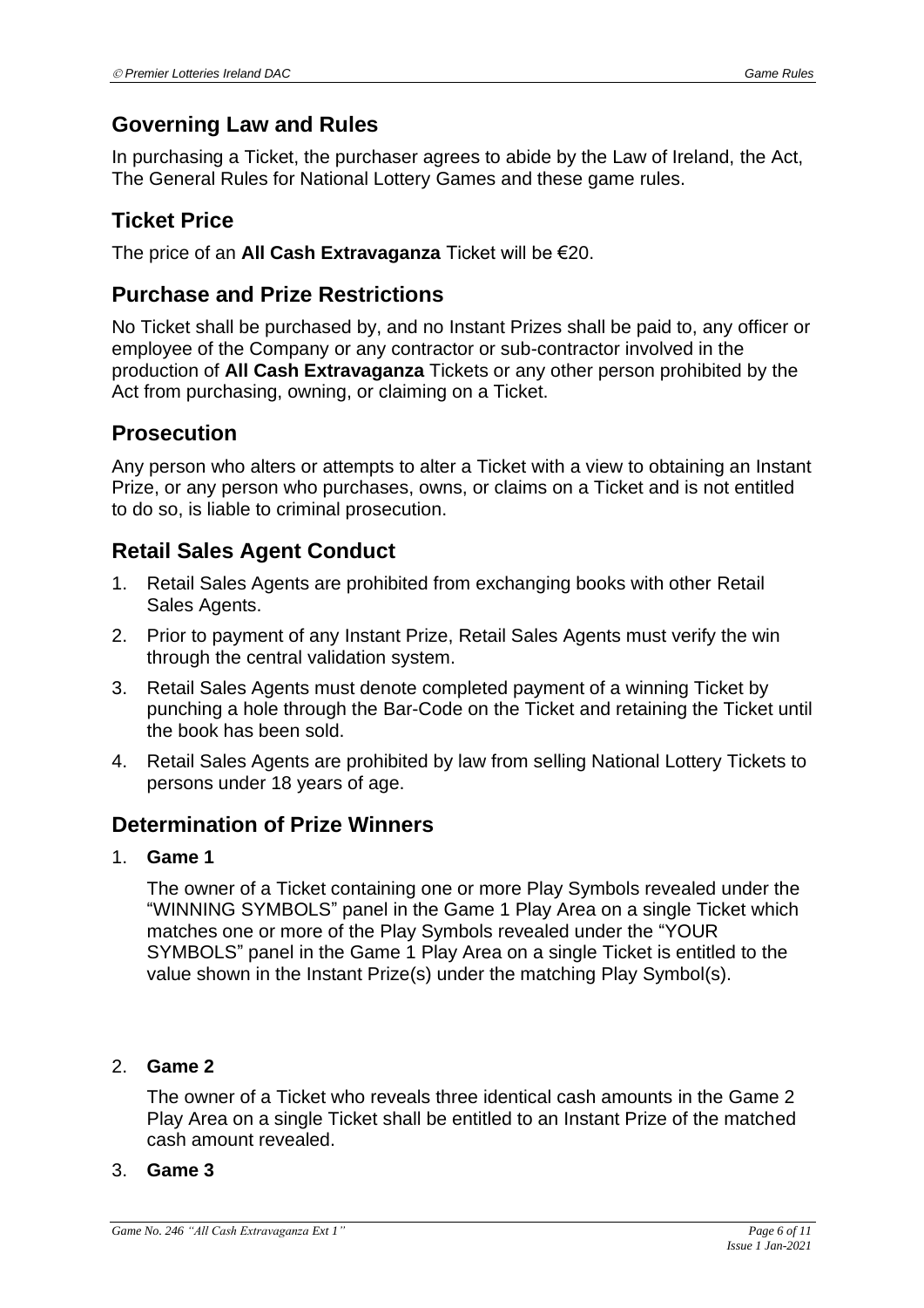## Governing Law and Rules

In purchasing a Ticket, the purchaser agrees to abide by the Law of Ireland, the Act, The General Rules for National Lottery Games and these game rules.

## Ticket Price

The price of an **All Cash Extravaganza** Ticket will be €20.

## Purchase and Prize Restrictions

No Ticket shall be purchased by, and no Instant Prizes shall be paid to, any officer or employee of the Company or any contractor or sub-contractor involved in the production of **All Cash Extravaganza** Tickets or any other person prohibited by the Act from purchasing, owning, or claiming on a Ticket.

## Prosecution

Any person who alters or attempts to alter a Ticket with a view to obtaining an Instant Prize, or any person who purchases, owns, or claims on a Ticket and is not entitled to do so, is liable to criminal prosecution.

## Retail Sales Agent Conduct

1. Retail Sales Agents are prohibited from exchanging books with other Retail Sales Agents.
2. Prior to payment of any Instant Prize, Retail Sales Agents must verify the win through the central validation system.
3. Retail Sales Agents must denote completed payment of a winning Ticket by punching a hole through the Bar-Code on the Ticket and retaining the Ticket until the book has been sold.
4. Retail Sales Agents are prohibited by law from selling National Lottery Tickets to persons under 18 years of age.

## Determination of Prize Winners

1. **Game 1**

   The owner of a Ticket containing one or more Play Symbols revealed under the "WINNING SYMBOLS" panel in the Game 1 Play Area on a single Ticket which matches one or more of the Play Symbols revealed under the "YOUR SYMBOLS" panel in the Game 1 Play Area on a single Ticket is entitled to the value shown in the Instant Prize(s) under the matching Play Symbol(s).

2. **Game 2**

   The owner of a Ticket who reveals three identical cash amounts in the Game 2 Play Area on a single Ticket shall be entitled to an Instant Prize of the matched cash amount revealed.

3. **Game 3**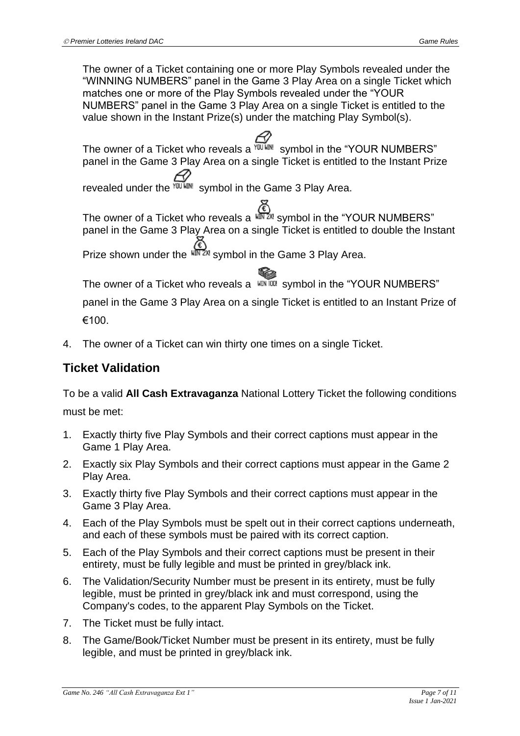The owner of a Ticket containing one or more Play Symbols revealed under the "WINNING NUMBERS" panel in the Game 3 Play Area on a single Ticket which matches one or more of the Play Symbols revealed under the "YOUR NUMBERS" panel in the Game 3 Play Area on a single Ticket is entitled to the value shown in the Instant Prize(s) under the matching Play Symbol(s).

The owner of a Ticket who reveals a YOU WIN! symbol in the "YOUR NUMBERS" panel in the Game 3 Play Area on a single Ticket is entitled to the Instant Prize revealed under the YOU WIN! symbol in the Game 3 Play Area.

The owner of a Ticket who reveals a WIN 2X! symbol in the "YOUR NUMBERS" panel in the Game 3 Play Area on a single Ticket is entitled to double the Instant Prize shown under the WIN 2X! symbol in the Game 3 Play Area.

The owner of a Ticket who reveals a WIN 100! symbol in the "YOUR NUMBERS" panel in the Game 3 Play Area on a single Ticket is entitled to an Instant Prize of €100.

4. The owner of a Ticket can win thirty one times on a single Ticket.

## Ticket Validation

To be a valid **All Cash Extravaganza** National Lottery Ticket the following conditions must be met:

1. Exactly thirty five Play Symbols and their correct captions must appear in the Game 1 Play Area.
2. Exactly six Play Symbols and their correct captions must appear in the Game 2 Play Area.
3. Exactly thirty five Play Symbols and their correct captions must appear in the Game 3 Play Area.
4. Each of the Play Symbols must be spelt out in their correct captions underneath, and each of these symbols must be paired with its correct caption.
5. Each of the Play Symbols and their correct captions must be present in their entirety, must be fully legible and must be printed in grey/black ink.
6. The Validation/Security Number must be present in its entirety, must be fully legible, must be printed in grey/black ink and must correspond, using the Company's codes, to the apparent Play Symbols on the Ticket.
7. The Ticket must be fully intact.
8. The Game/Book/Ticket Number must be present in its entirety, must be fully legible, and must be printed in grey/black ink.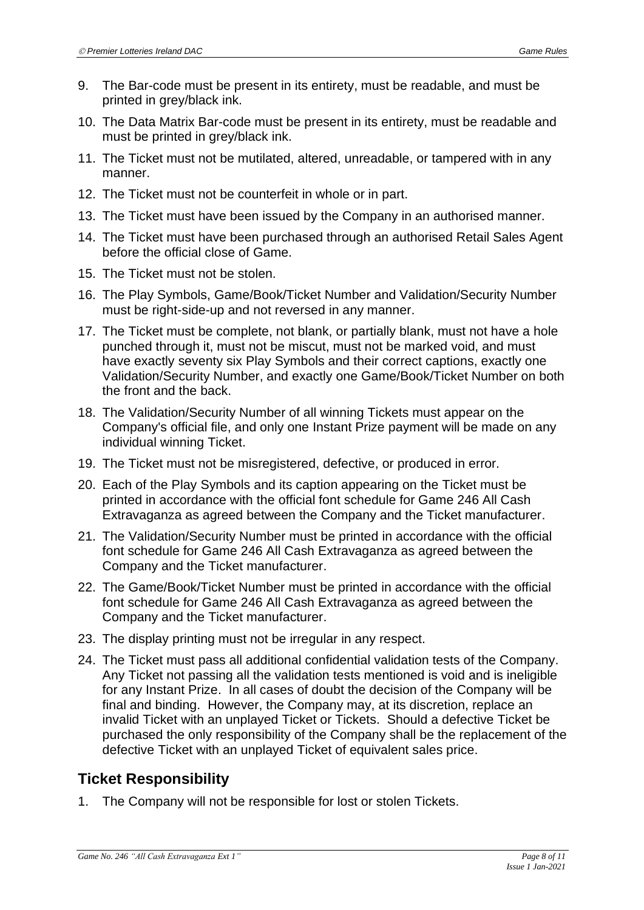9. The Bar-code must be present in its entirety, must be readable, and must be printed in grey/black ink.
10. The Data Matrix Bar-code must be present in its entirety, must be readable and must be printed in grey/black ink.
11. The Ticket must not be mutilated, altered, unreadable, or tampered with in any manner.
12. The Ticket must not be counterfeit in whole or in part.
13. The Ticket must have been issued by the Company in an authorised manner.
14. The Ticket must have been purchased through an authorised Retail Sales Agent before the official close of Game.
15. The Ticket must not be stolen.
16. The Play Symbols, Game/Book/Ticket Number and Validation/Security Number must be right-side-up and not reversed in any manner.
17. The Ticket must be complete, not blank, or partially blank, must not have a hole punched through it, must not be miscut, must not be marked void, and must have exactly seventy six Play Symbols and their correct captions, exactly one Validation/Security Number, and exactly one Game/Book/Ticket Number on both the front and the back.
18. The Validation/Security Number of all winning Tickets must appear on the Company's official file, and only one Instant Prize payment will be made on any individual winning Ticket.
19. The Ticket must not be misregistered, defective, or produced in error.
20. Each of the Play Symbols and its caption appearing on the Ticket must be printed in accordance with the official font schedule for Game 246 All Cash Extravaganza as agreed between the Company and the Ticket manufacturer.
21. The Validation/Security Number must be printed in accordance with the official font schedule for Game 246 All Cash Extravaganza as agreed between the Company and the Ticket manufacturer.
22. The Game/Book/Ticket Number must be printed in accordance with the official font schedule for Game 246 All Cash Extravaganza as agreed between the Company and the Ticket manufacturer.
23. The display printing must not be irregular in any respect.
24. The Ticket must pass all additional confidential validation tests of the Company. Any Ticket not passing all the validation tests mentioned is void and is ineligible for any Instant Prize. In all cases of doubt the decision of the Company will be final and binding. However, the Company may, at its discretion, replace an invalid Ticket with an unplayed Ticket or Tickets. Should a defective Ticket be purchased the only responsibility of the Company shall be the replacement of the defective Ticket with an unplayed Ticket of equivalent sales price.

## Ticket Responsibility

1. The Company will not be responsible for lost or stolen Tickets.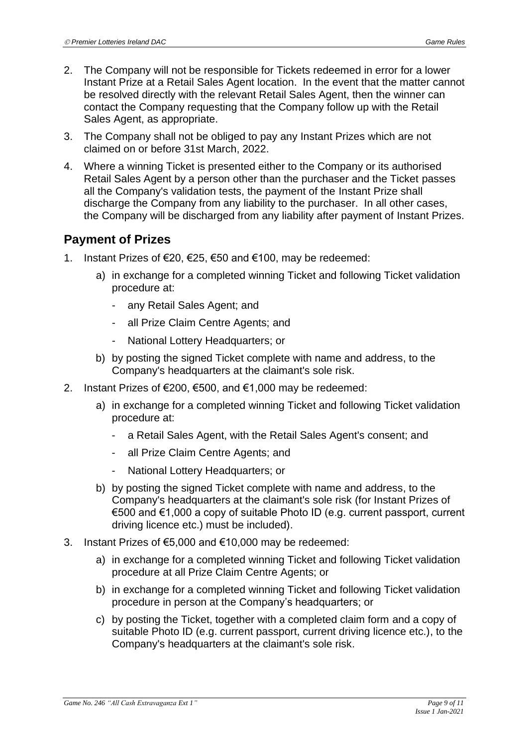2. The Company will not be responsible for Tickets redeemed in error for a lower Instant Prize at a Retail Sales Agent location. In the event that the matter cannot be resolved directly with the relevant Retail Sales Agent, then the winner can contact the Company requesting that the Company follow up with the Retail Sales Agent, as appropriate.
3. The Company shall not be obliged to pay any Instant Prizes which are not claimed on or before 31st March, 2022.
4. Where a winning Ticket is presented either to the Company or its authorised Retail Sales Agent by a person other than the purchaser and the Ticket passes all the Company's validation tests, the payment of the Instant Prize shall discharge the Company from any liability to the purchaser. In all other cases, the Company will be discharged from any liability after payment of Instant Prizes.

## Payment of Prizes

1. Instant Prizes of €20, €25, €50 and €100, may be redeemed:
   a) in exchange for a completed winning Ticket and following Ticket validation procedure at:
      - any Retail Sales Agent; and
      - all Prize Claim Centre Agents; and
      - National Lottery Headquarters; or
   b) by posting the signed Ticket complete with name and address, to the Company's headquarters at the claimant's sole risk.
2. Instant Prizes of €200, €500, and €1,000 may be redeemed:
   a) in exchange for a completed winning Ticket and following Ticket validation procedure at:
      - a Retail Sales Agent, with the Retail Sales Agent's consent; and
      - all Prize Claim Centre Agents; and
      - National Lottery Headquarters; or
   b) by posting the signed Ticket complete with name and address, to the Company's headquarters at the claimant's sole risk (for Instant Prizes of €500 and €1,000 a copy of suitable Photo ID (e.g. current passport, current driving licence etc.) must be included).
3. Instant Prizes of €5,000 and €10,000 may be redeemed:
   a) in exchange for a completed winning Ticket and following Ticket validation procedure at all Prize Claim Centre Agents; or
   b) in exchange for a completed winning Ticket and following Ticket validation procedure in person at the Company's headquarters; or
   c) by posting the Ticket, together with a completed claim form and a copy of suitable Photo ID (e.g. current passport, current driving licence etc.), to the Company's headquarters at the claimant's sole risk.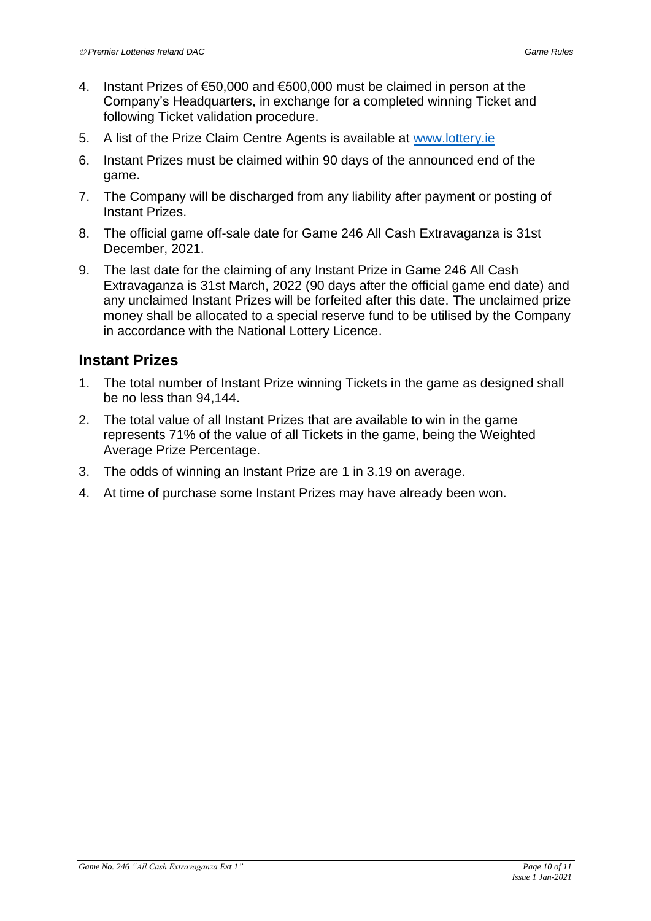4. Instant Prizes of €50,000 and €500,000 must be claimed in person at the Company's Headquarters, in exchange for a completed winning Ticket and following Ticket validation procedure.
5. A list of the Prize Claim Centre Agents is available at [www.lottery.ie](www.lottery.ie)
6. Instant Prizes must be claimed within 90 days of the announced end of the game.
7. The Company will be discharged from any liability after payment or posting of Instant Prizes.
8. The official game off-sale date for Game 246 All Cash Extravaganza is 31st December, 2021.
9. The last date for the claiming of any Instant Prize in Game 246 All Cash Extravaganza is 31st March, 2022 (90 days after the official game end date) and any unclaimed Instant Prizes will be forfeited after this date. The unclaimed prize money shall be allocated to a special reserve fund to be utilised by the Company in accordance with the National Lottery Licence.

## Instant Prizes

1. The total number of Instant Prize winning Tickets in the game as designed shall be no less than 94,144.
2. The total value of all Instant Prizes that are available to win in the game represents 71% of the value of all Tickets in the game, being the Weighted Average Prize Percentage.
3. The odds of winning an Instant Prize are 1 in 3.19 on average.
4. At time of purchase some Instant Prizes may have already been won.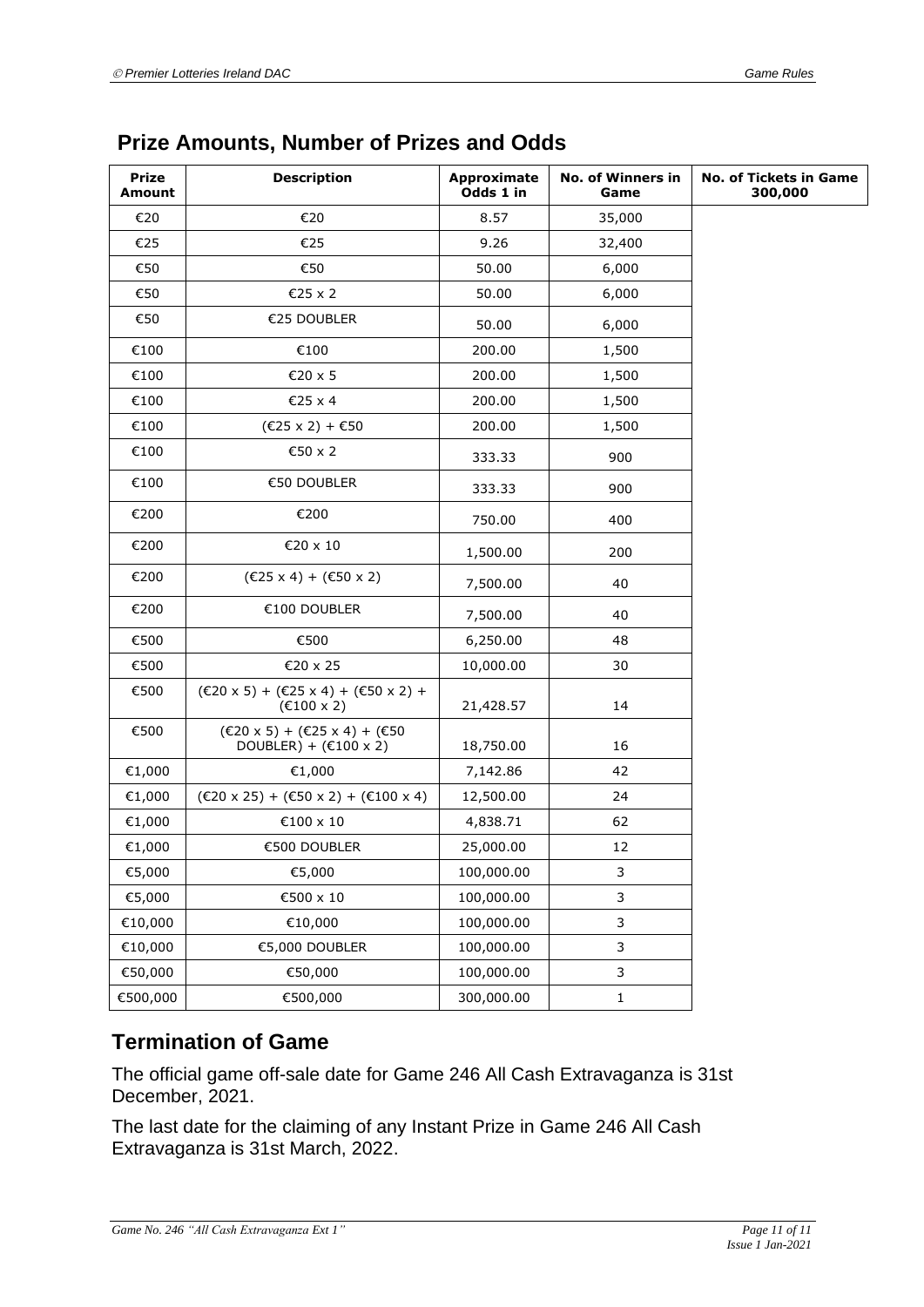## Prize Amounts, Number of Prizes and Odds

| Prize Amount | Description | Approximate Odds 1 in | No. of Winners in Game | No. of Tickets in Game 300,000 |
|---|---|---|---|---|
| €20 | €20 | 8.57 | 35,000 | |
| €25 | €25 | 9.26 | 32,400 | |
| €50 | €50 | 50.00 | 6,000 | |
| €50 | €25 x 2 | 50.00 | 6,000 | |
| €50 | €25 DOUBLER | 50.00 | 6,000 | |
| €100 | €100 | 200.00 | 1,500 | |
| €100 | €20 x 5 | 200.00 | 1,500 | |
| €100 | €25 x 4 | 200.00 | 1,500 | |
| €100 | (€25 x 2) + €50 | 200.00 | 1,500 | |
| €100 | €50 x 2 | 333.33 | 900 | |
| €100 | €50 DOUBLER | 333.33 | 900 | |
| €200 | €200 | 750.00 | 400 | |
| €200 | €20 x 10 | 1,500.00 | 200 | |
| €200 | (€25 x 4) + (€50 x 2) | 7,500.00 | 40 | |
| €200 | €100 DOUBLER | 7,500.00 | 40 | |
| €500 | €500 | 6,250.00 | 48 | |
| €500 | €20 x 25 | 10,000.00 | 30 | |
| €500 | (€20 x 5) + (€25 x 4) + (€50 x 2) + (€100 x 2) | 21,428.57 | 14 | |
| €500 | (€20 x 5) + (€25 x 4) + (€50 DOUBLER) + (€100 x 2) | 18,750.00 | 16 | |
| €1,000 | €1,000 | 7,142.86 | 42 | |
| €1,000 | (€20 x 25) + (€50 x 2) + (€100 x 4) | 12,500.00 | 24 | |
| €1,000 | €100 x 10 | 4,838.71 | 62 | |
| €1,000 | €500 DOUBLER | 25,000.00 | 12 | |
| €5,000 | €5,000 | 100,000.00 | 3 | |
| €5,000 | €500 x 10 | 100,000.00 | 3 | |
| €10,000 | €10,000 | 100,000.00 | 3 | |
| €10,000 | €5,000 DOUBLER | 100,000.00 | 3 | |
| €50,000 | €50,000 | 100,000.00 | 3 | |
| €500,000 | €500,000 | 300,000.00 | 1 | |

## Termination of Game

The official game off-sale date for Game 246 All Cash Extravaganza is 31st December, 2021.

The last date for the claiming of any Instant Prize in Game 246 All Cash Extravaganza is 31st March, 2022.